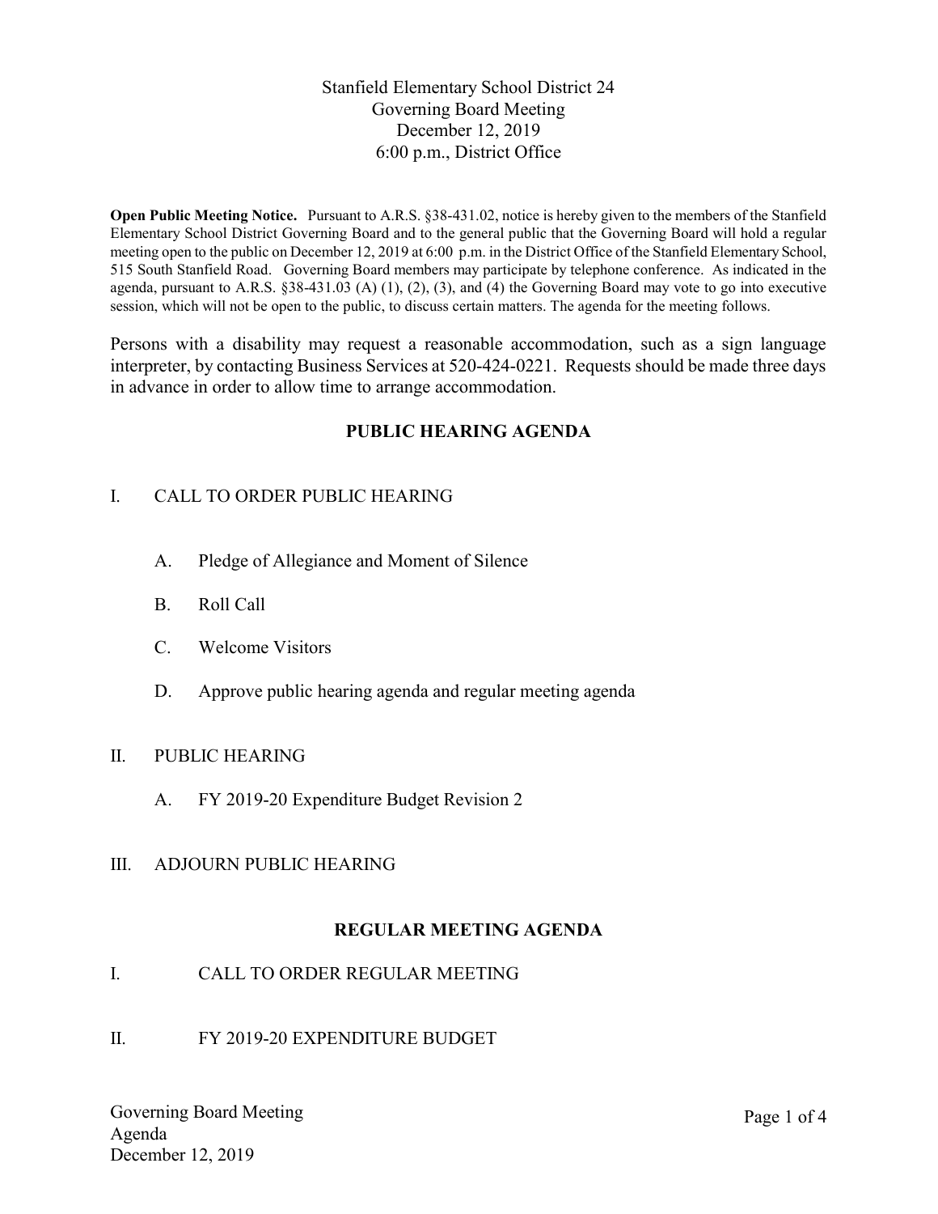# Stanfield Elementary School District 24
## Governing Board Meeting
## December 12, 2019
## 6:00 p.m., District Office

**Open Public Meeting Notice.** Pursuant to A.R.S. §38-431.02, notice is hereby given to the members of the Stanfield Elementary School District Governing Board and to the general public that the Governing Board will hold a regular meeting open to the public on December 12, 2019 at 6:00 p.m. in the District Office of the Stanfield Elementary School, 515 South Stanfield Road. Governing Board members may participate by telephone conference. As indicated in the agenda, pursuant to A.R.S. §38-431.03 (A) (1), (2), (3), and (4) the Governing Board may vote to go into executive session, which will not be open to the public, to discuss certain matters. The agenda for the meeting follows.

Persons with a disability may request a reasonable accommodation, such as a sign language interpreter, by contacting Business Services at 520-424-0221. Requests should be made three days in advance in order to allow time to arrange accommodation.

## PUBLIC HEARING AGENDA

I. CALL TO ORDER PUBLIC HEARING

   A. Pledge of Allegiance and Moment of Silence

   B. Roll Call

   C. Welcome Visitors

   D. Approve public hearing agenda and regular meeting agenda

II. PUBLIC HEARING

   A. FY 2019-20 Expenditure Budget Revision 2

III. ADJOURN PUBLIC HEARING

## REGULAR MEETING AGENDA

I. CALL TO ORDER REGULAR MEETING

II. FY 2019-20 EXPENDITURE BUDGET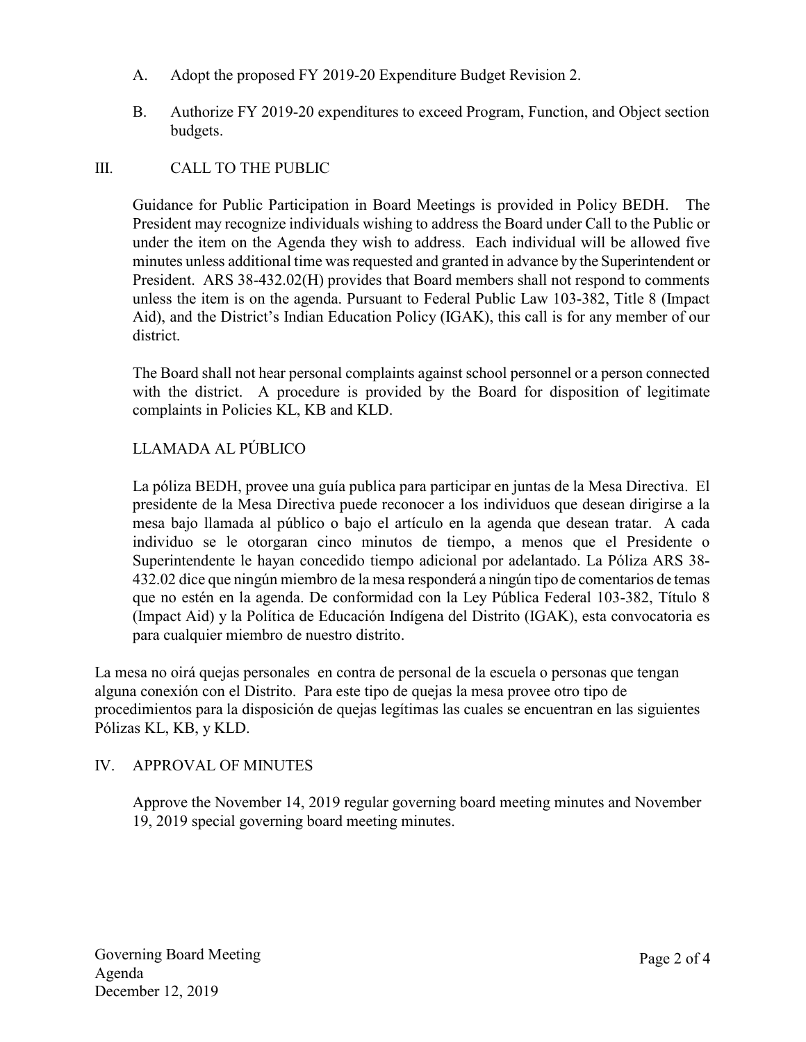A. Adopt the proposed FY 2019-20 Expenditure Budget Revision 2.

B. Authorize FY 2019-20 expenditures to exceed Program, Function, and Object section budgets.

## III. CALL TO THE PUBLIC

Guidance for Public Participation in Board Meetings is provided in Policy BEDH. The President may recognize individuals wishing to address the Board under Call to the Public or under the item on the Agenda they wish to address. Each individual will be allowed five minutes unless additional time was requested and granted in advance by the Superintendent or President. ARS 38-432.02(H) provides that Board members shall not respond to comments unless the item is on the agenda. Pursuant to Federal Public Law 103-382, Title 8 (Impact Aid), and the District's Indian Education Policy (IGAK), this call is for any member of our district.

The Board shall not hear personal complaints against school personnel or a person connected with the district. A procedure is provided by the Board for disposition of legitimate complaints in Policies KL, KB and KLD.

### LLAMADA AL PÚBLICO

La póliza BEDH, provee una guía publica para participar en juntas de la Mesa Directiva. El presidente de la Mesa Directiva puede reconocer a los individuos que desean dirigirse a la mesa bajo llamada al público o bajo el artículo en la agenda que desean tratar. A cada individuo se le otorgaran cinco minutos de tiempo, a menos que el Presidente o Superintendente le hayan concedido tiempo adicional por adelantado. La Póliza ARS 38-432.02 dice que ningún miembro de la mesa responderá a ningún tipo de comentarios de temas que no estén en la agenda. De conformidad con la Ley Pública Federal 103-382, Título 8 (Impact Aid) y la Política de Educación Indígena del Distrito (IGAK), esta convocatoria es para cualquier miembro de nuestro distrito.

La mesa no oirá quejas personales en contra de personal de la escuela o personas que tengan alguna conexión con el Distrito. Para este tipo de quejas la mesa provee otro tipo de procedimientos para la disposición de quejas legítimas las cuales se encuentran en las siguientes Pólizas KL, KB, y KLD.

## IV. APPROVAL OF MINUTES

Approve the November 14, 2019 regular governing board meeting minutes and November 19, 2019 special governing board meeting minutes.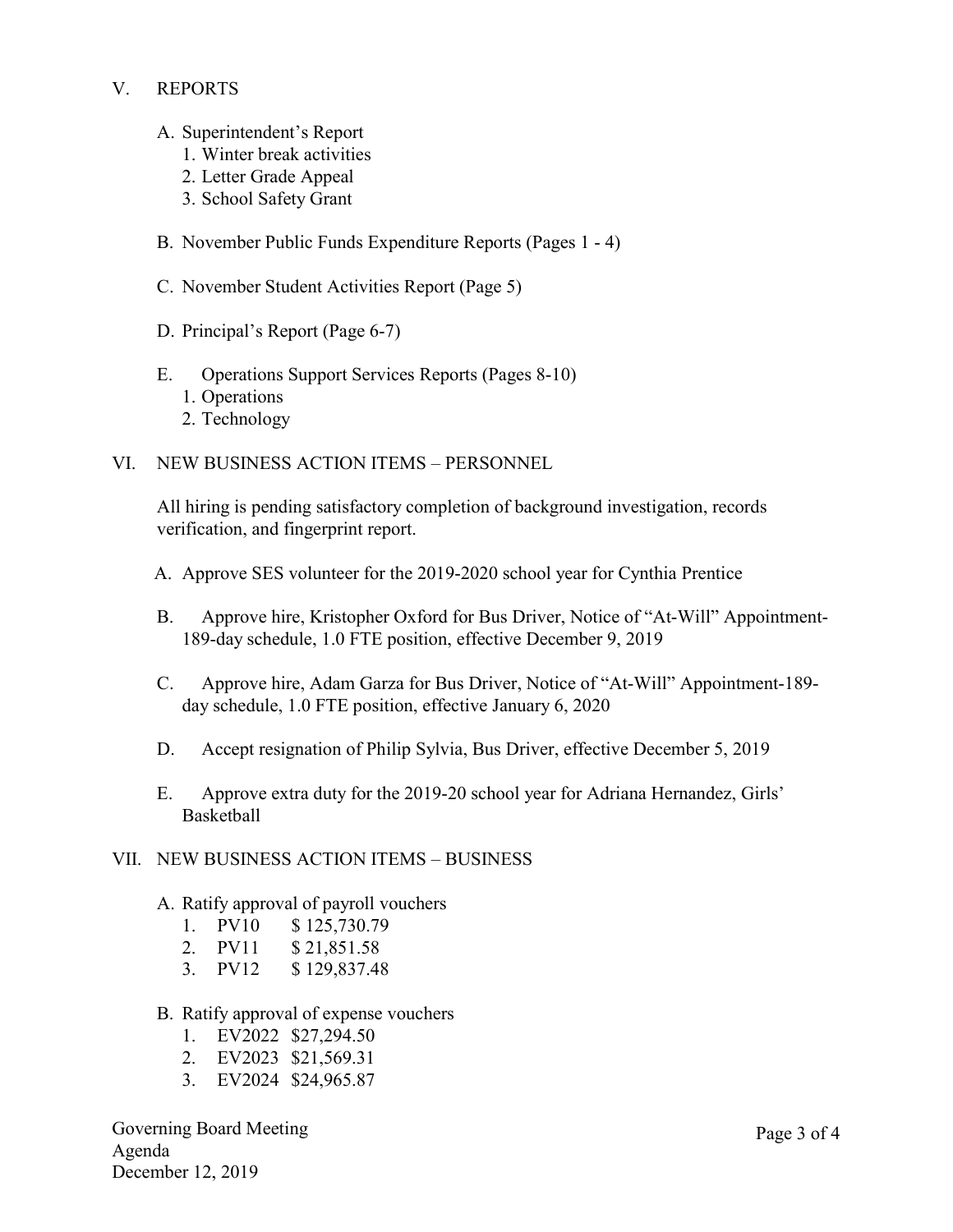## V. REPORTS

A. Superintendent's Report
   1. Winter break activities
   2. Letter Grade Appeal
   3. School Safety Grant

B. November Public Funds Expenditure Reports (Pages 1 - 4)

C. November Student Activities Report (Page 5)

D. Principal's Report (Page 6-7)

E. Operations Support Services Reports (Pages 8-10)
   1. Operations
   2. Technology

## VI. NEW BUSINESS ACTION ITEMS – PERSONNEL

All hiring is pending satisfactory completion of background investigation, records verification, and fingerprint report.

A. Approve SES volunteer for the 2019-2020 school year for Cynthia Prentice

B. Approve hire, Kristopher Oxford for Bus Driver, Notice of "At-Will" Appointment- 189-day schedule, 1.0 FTE position, effective December 9, 2019

C. Approve hire, Adam Garza for Bus Driver, Notice of "At-Will" Appointment-189- day schedule, 1.0 FTE position, effective January 6, 2020

D. Accept resignation of Philip Sylvia, Bus Driver, effective December 5, 2019

E. Approve extra duty for the 2019-20 school year for Adriana Hernandez, Girls' Basketball

## VII. NEW BUSINESS ACTION ITEMS – BUSINESS

A. Ratify approval of payroll vouchers
   1. PV10 $ 125,730.79
   2. PV11 $ 21,851.58
   3. PV12 $ 129,837.48

B. Ratify approval of expense vouchers
   1. EV2022 $27,294.50
   2. EV2023 $21,569.31
   3. EV2024 $24,965.87

Governing Board Meeting
Agenda
December 12, 2019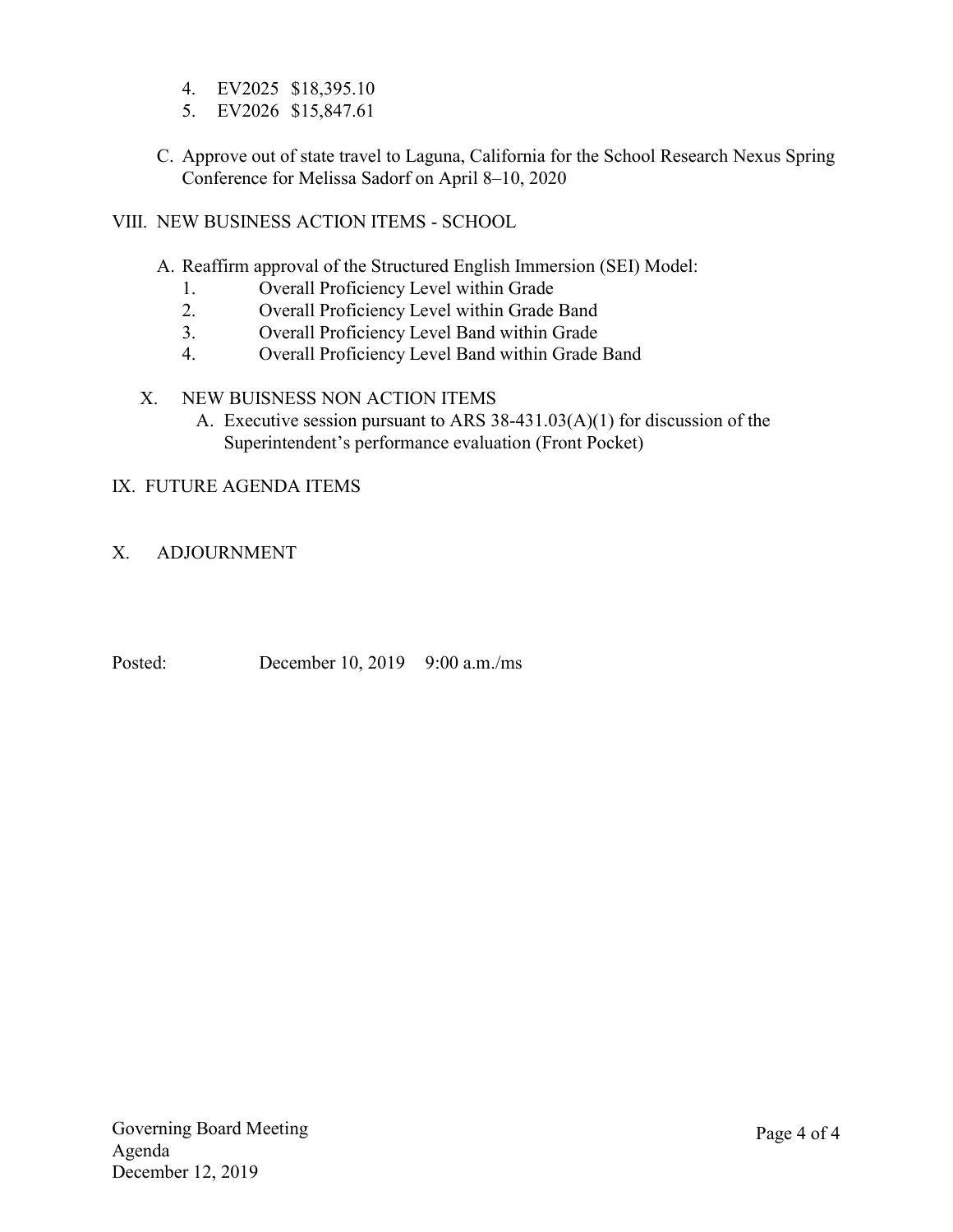4. EV2025 $18,395.10
5. EV2026 $15,847.61

C. Approve out of state travel to Laguna, California for the School Research Nexus Spring Conference for Melissa Sadorf on April 8–10, 2020

VIII. NEW BUSINESS ACTION ITEMS - SCHOOL

A. Reaffirm approval of the Structured English Immersion (SEI) Model:
   1. Overall Proficiency Level within Grade
   2. Overall Proficiency Level within Grade Band
   3. Overall Proficiency Level Band within Grade
   4. Overall Proficiency Level Band within Grade Band

X. NEW BUISNESS NON ACTION ITEMS

A. Executive session pursuant to ARS 38-431.03(A)(1) for discussion of the Superintendent's performance evaluation (Front Pocket)

IX. FUTURE AGENDA ITEMS

X. ADJOURNMENT

Posted: December 10, 2019 9:00 a.m./ms

Governing Board Meeting
Agenda
December 12, 2019